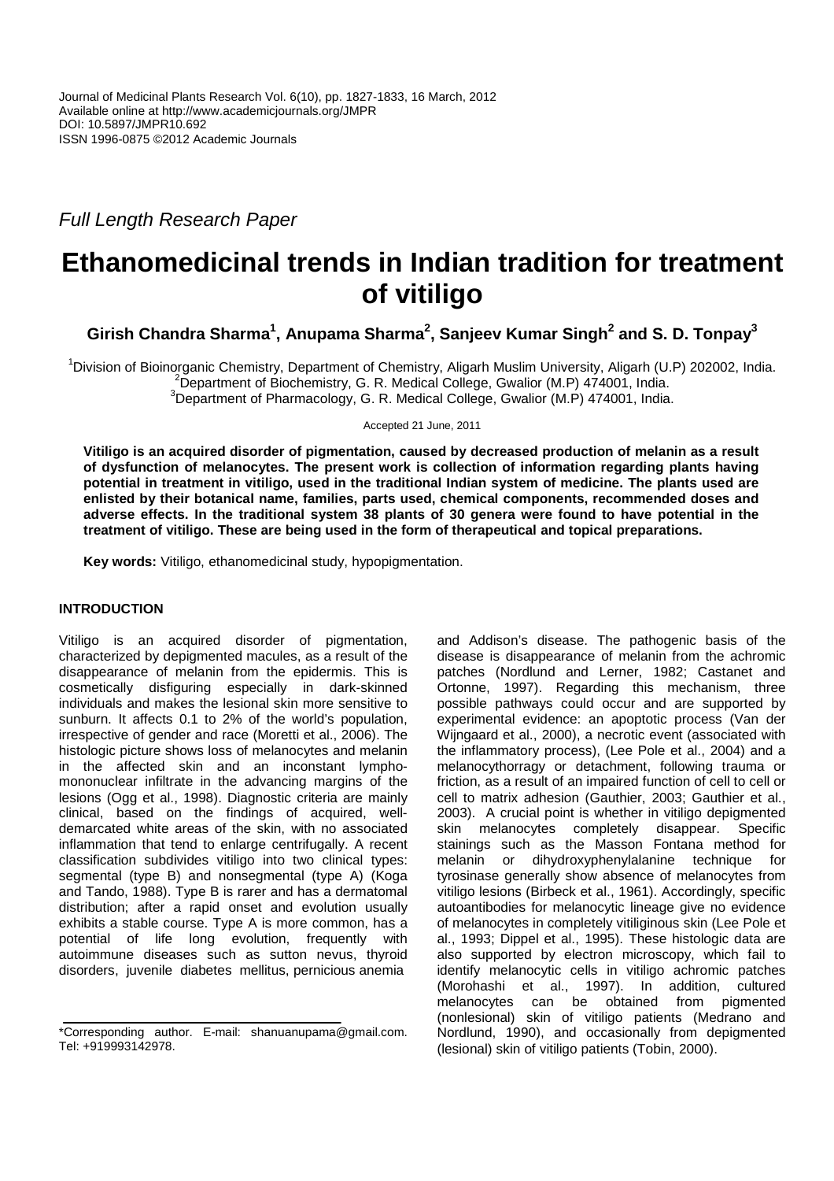*Full Length Research Paper*

# Ethanomedicinal trends in Indian tradition for treatment of vitiligo

**Girish Chandra Sharma[1], Anupama Sharma[2], Sanjeev Kumar Singh[2] and S. D. Tonpay[3]**

[1]Division of Bioinorganic Chemistry, Department of Chemistry, Aligarh Muslim University, Aligarh (U.P) 202002, India.
[2]Department of Biochemistry, G. R. Medical College, Gwalior (M.P) 474001, India.
[3]Department of Pharmacology, G. R. Medical College, Gwalior (M.P) 474001, India.

Accepted 21 June, 2011

**Vitiligo is an acquired disorder of pigmentation, caused by decreased production of melanin as a result of dysfunction of melanocytes. The present work is collection of information regarding plants having potential in treatment in vitiligo, used in the traditional Indian system of medicine. The plants used are enlisted by their botanical name, families, parts used, chemical components, recommended doses and adverse effects. In the traditional system 38 plants of 30 genera were found to have potential in the treatment of vitiligo. These are being used in the form of therapeutical and topical preparations.**

**Key words:** Vitiligo, ethanomedicinal study, hypopigmentation.

## INTRODUCTION

Vitiligo is an acquired disorder of pigmentation, characterized by depigmented macules, as a result of the disappearance of melanin from the epidermis. This is cosmetically disfiguring especially in dark-skinned individuals and makes the lesional skin more sensitive to sunburn. It affects 0.1 to 2% of the world's population, irrespective of gender and race (Moretti et al., 2006). The histologic picture shows loss of melanocytes and melanin in the affected skin and an inconstant lympho-mononuclear infiltrate in the advancing margins of the lesions (Ogg et al., 1998). Diagnostic criteria are mainly clinical, based on the findings of acquired, well-demarcated white areas of the skin, with no associated inflammation that tend to enlarge centrifugally. A recent classification subdivides vitiligo into two clinical types: segmental (type B) and nonsegmental (type A) (Koga and Tando, 1988). Type B is rarer and has a dermatomal distribution; after a rapid onset and evolution usually exhibits a stable course. Type A is more common, has a potential of life long evolution, frequently with autoimmune diseases such as sutton nevus, thyroid disorders, juvenile diabetes mellitus, pernicious anemia and Addison's disease. The pathogenic basis of the disease is disappearance of melanin from the achromic patches (Nordlund and Lerner, 1982; Castanet and Ortonne, 1997). Regarding this mechanism, three possible pathways could occur and are supported by experimental evidence: an apoptotic process (Van der Wijngaard et al., 2000), a necrotic event (associated with the inflammatory process), (Lee Pole et al., 2004) and a melanocythorragy or detachment, following trauma or friction, as a result of an impaired function of cell to cell or cell to matrix adhesion (Gauthier, 2003; Gauthier et al., 2003). A crucial point is whether in vitiligo depigmented skin melanocytes completely disappear. Specific stainings such as the Masson Fontana method for melanin or dihydroxyphenylalanine technique for tyrosinase generally show absence of melanocytes from vitiligo lesions (Birbeck et al., 1961). Accordingly, specific autoantibodies for melanocytic lineage give no evidence of melanocytes in completely vitiliginous skin (Lee Pole et al., 1993; Dippel et al., 1995). These histologic data are also supported by electron microscopy, which fail to identify melanocytic cells in vitiligo achromic patches (Morohashi et al., 1997). In addition, cultured melanocytes can be obtained from pigmented (nonlesional) skin of vitiligo patients (Medrano and Nordlund, 1990), and occasionally from depigmented (lesional) skin of vitiligo patients (Tobin, 2000).

\*Corresponding author. E-mail: shanuanupama@gmail.com. Tel: +919993142978.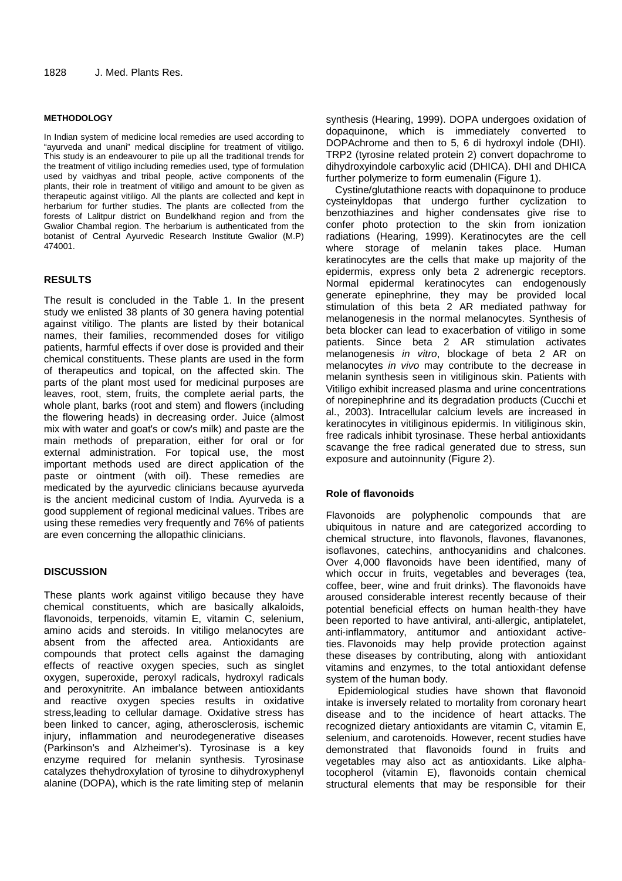## METHODOLOGY

In Indian system of medicine local remedies are used according to "ayurveda and unani" medical discipline for treatment of vitiligo. This study is an endeavourer to pile up all the traditional trends for the treatment of vitiligo including remedies used, type of formulation used by vaidhyas and tribal people, active components of the plants, their role in treatment of vitiligo and amount to be given as therapeutic against vitiligo. All the plants are collected and kept in herbarium for further studies. The plants are collected from the forests of Lalitpur district on Bundelkhand region and from the Gwalior Chambal region. The herbarium is authenticated from the botanist of Central Ayurvedic Research Institute Gwalior (M.P) 474001.

## RESULTS

The result is concluded in the Table 1. In the present study we enlisted 38 plants of 30 genera having potential against vitiligo. The plants are listed by their botanical names, their families, recommended doses for vitiligo patients, harmful effects if over dose is provided and their chemical constituents. These plants are used in the form of therapeutics and topical, on the affected skin. The parts of the plant most used for medicinal purposes are leaves, root, stem, fruits, the complete aerial parts, the whole plant, barks (root and stem) and flowers (including the flowering heads) in decreasing order. Juice (almost mix with water and goat's or cow's milk) and paste are the main methods of preparation, either for oral or for external administration. For topical use, the most important methods used are direct application of the paste or ointment (with oil). These remedies are medicated by the ayurvedic clinicians because ayurveda is the ancient medicinal custom of India. Ayurveda is a good supplement of regional medicinal values. Tribes are using these remedies very frequently and 76% of patients are even concerning the allopathic clinicians.

## DISCUSSION

These plants work against vitiligo because they have chemical constituents, which are basically alkaloids, flavonoids, terpenoids, vitamin E, vitamin C, selenium, amino acids and steroids. In vitiligo melanocytes are absent from the affected area. Antioxidants are compounds that protect cells against the damaging effects of reactive oxygen species, such as singlet oxygen, superoxide, peroxyl radicals, hydroxyl radicals and peroxynitrite. An imbalance between antioxidants and reactive oxygen species results in oxidative stress,leading to cellular damage. Oxidative stress has been linked to cancer, aging, atherosclerosis, ischemic injury, inflammation and neurodegenerative diseases (Parkinson's and Alzheimer's). Tyrosinase is a key enzyme required for melanin synthesis. Tyrosinase catalyzes thehydroxylation of tyrosine to dihydroxyphenyl alanine (DOPA), which is the rate limiting step of melanin synthesis (Hearing, 1999). DOPA undergoes oxidation of dopaquinone, which is immediately converted to DOPAchrome and then to 5, 6 di hydroxyl indole (DHI). TRP2 (tyrosine related protein 2) convert dopachrome to dihydroxyindole carboxylic acid (DHICA). DHI and DHICA further polymerize to form eumenalin (Figure 1).

Cystine/glutathione reacts with dopaquinone to produce cysteinyldopas that undergo further cyclization to benzothiazines and higher condensates give rise to confer photo protection to the skin from ionization radiations (Hearing, 1999). Keratinocytes are the cell where storage of melanin takes place. Human keratinocytes are the cells that make up majority of the epidermis, express only beta 2 adrenergic receptors. Normal epidermal keratinocytes can endogenously generate epinephrine, they may be provided local stimulation of this beta 2 AR mediated pathway for melanogenesis in the normal melanocytes. Synthesis of beta blocker can lead to exacerbation of vitiligo in some patients. Since beta 2 AR stimulation activates melanogenesis *in vitro*, blockage of beta 2 AR on melanocytes *in vivo* may contribute to the decrease in melanin synthesis seen in vitiliginous skin. Patients with Vitiligo exhibit increased plasma and urine concentrations of norepinephrine and its degradation products (Cucchi et al., 2003). Intracellular calcium levels are increased in keratinocytes in vitiliginous epidermis. In vitiliginous skin, free radicals inhibit tyrosinase. These herbal antioxidants scavange the free radical generated due to stress, sun exposure and autoinnunity (Figure 2).

### Role of flavonoids

Flavonoids are polyphenolic compounds that are ubiquitous in nature and are categorized according to chemical structure, into flavonols, flavones, flavanones, isoflavones, catechins, anthocyanidins and chalcones. Over 4,000 flavonoids have been identified, many of which occur in fruits, vegetables and beverages (tea, coffee, beer, wine and fruit drinks). The flavonoids have aroused considerable interest recently because of their potential beneficial effects on human health-they have been reported to have antiviral, anti-allergic, antiplatelet, anti-inflammatory, antitumor and antioxidant activeties. Flavonoids may help provide protection against these diseases by contributing, along with antioxidant vitamins and enzymes, to the total antioxidant defense system of the human body.

Epidemiological studies have shown that flavonoid intake is inversely related to mortality from coronary heart disease and to the incidence of heart attacks. The recognized dietary antioxidants are vitamin C, vitamin E, selenium, and carotenoids. However, recent studies have demonstrated that flavonoids found in fruits and vegetables may also act as antioxidants. Like alpha-tocopherol (vitamin E), flavonoids contain chemical structural elements that may be responsible for their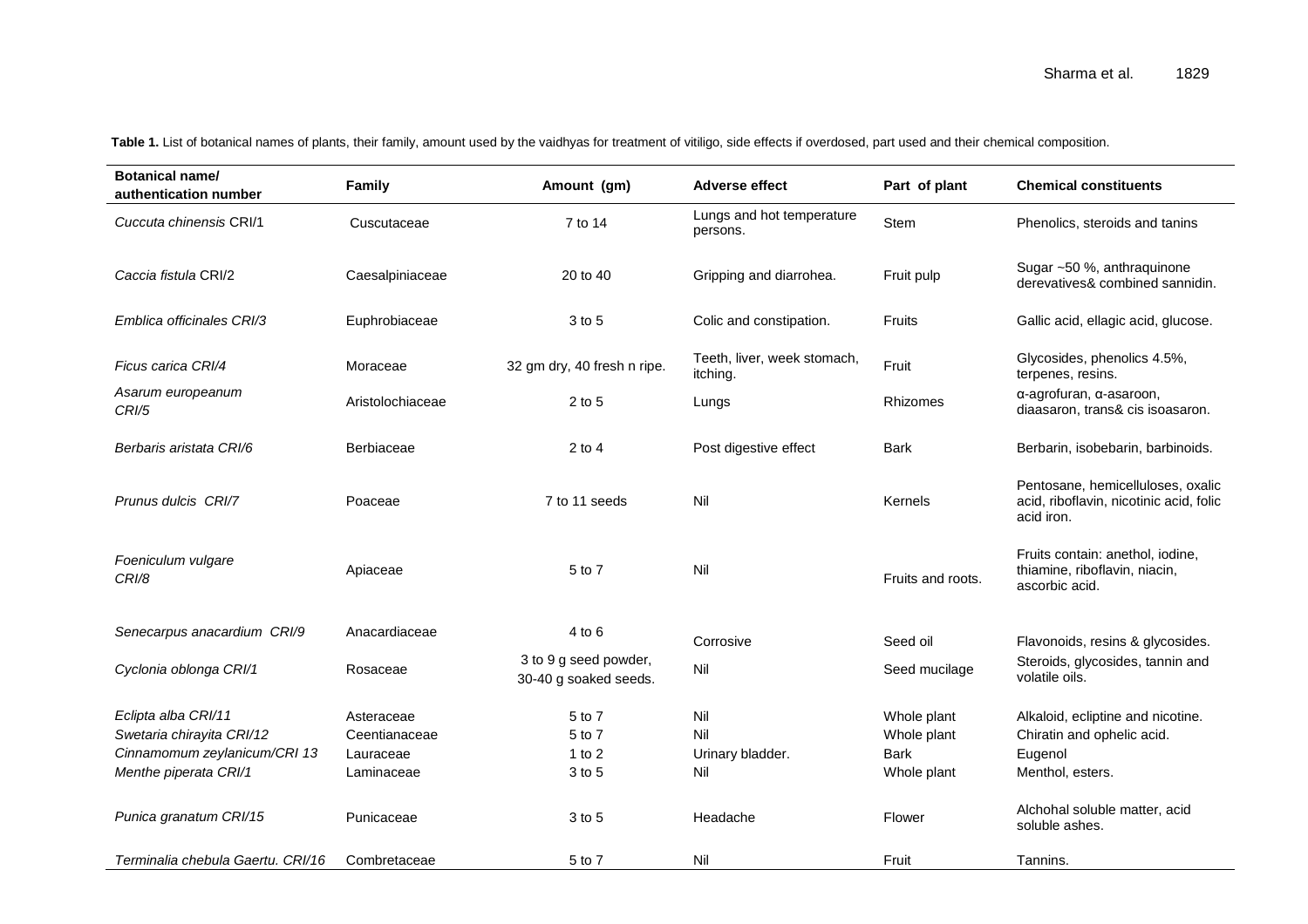**Table 1.** List of botanical names of plants, their family, amount used by the vaidhyas for treatment of vitiligo, side effects if overdosed, part used and their chemical composition.

| Botanical name/ authentication number | Family | Amount (gm) | Adverse effect | Part of plant | Chemical constituents |
|---|---|---|---|---|---|
| *Cuccuta chinensis* CRI/1 | Cuscutaceae | 7 to 14 | Lungs and hot temperature persons. | Stem | Phenolics, steroids and tanins |
| *Caccia fistula* CRI/2 | Caesalpiniaceae | 20 to 40 | Gripping and diarrohea. | Fruit pulp | Sugar ~50 %, anthraquinone derevatives& combined sannidin. |
| *Emblica officinales CRI/3* | Euphrobiaceae | 3 to 5 | Colic and constipation. | Fruits | Gallic acid, ellagic acid, glucose. |
| *Ficus carica CRI/4* | Moraceae | 32 gm dry, 40 fresh n ripe. | Teeth, liver, week stomach, itching. | Fruit | Glycosides, phenolics 4.5%, terpenes, resins. |
| *Asarum europeanum CRI/5* | Aristolochiaceae | 2 to 5 | Lungs | Rhizomes | α-agrofuran, α-asaroon, diaasaron, trans& cis isoasaron. |
| *Berbaris aristata CRI/6* | Berbiaceae | 2 to 4 | Post digestive effect | Bark | Berbarin, isobebarin, barbinoids. |
| *Prunus dulcis CRI/7* | Poaceae | 7 to 11 seeds | Nil | Kernels | Pentosane, hemicelluloses, oxalic acid, riboflavin, nicotinic acid, folic acid iron. |
| *Foeniculum vulgare CRI/8* | Apiaceae | 5 to 7 | Nil | Fruits and roots. | Fruits contain: anethol, iodine, thiamine, riboflavin, niacin, ascorbic acid. |
| *Senecarpus anacardium CRI/9* | Anacardiaceae | 4 to 6 | Corrosive | Seed oil | Flavonoids, resins & glycosides. |
| *Cyclonia oblonga CRI/1* | Rosaceae | 3 to 9 g seed powder, 30-40 g soaked seeds. | Nil | Seed mucilage | Steroids, glycosides, tannin and volatile oils. |
| *Eclipta alba CRI/11* | Asteraceae | 5 to 7 | Nil | Whole plant | Alkaloid, ecliptine and nicotine. |
| *Swetaria chirayita CRI/12* | Ceentianaceae | 5 to 7 | Nil | Whole plant | Chiratin and ophelic acid. |
| *Cinnamomum zeylanicum/CRI 13* | Lauraceae | 1 to 2 | Urinary bladder. | Bark | Eugenol |
| *Menthe piperata CRI/1* | Laminaceae | 3 to 5 | Nil | Whole plant | Menthol, esters. |
| *Punica granatum CRI/15* | Punicaceae | 3 to 5 | Headache | Flower | Alchohal soluble matter, acid soluble ashes. |
| *Terminalia chebula Gaertu. CRI/16* | Combretaceae | 5 to 7 | Nil | Fruit | Tannins. |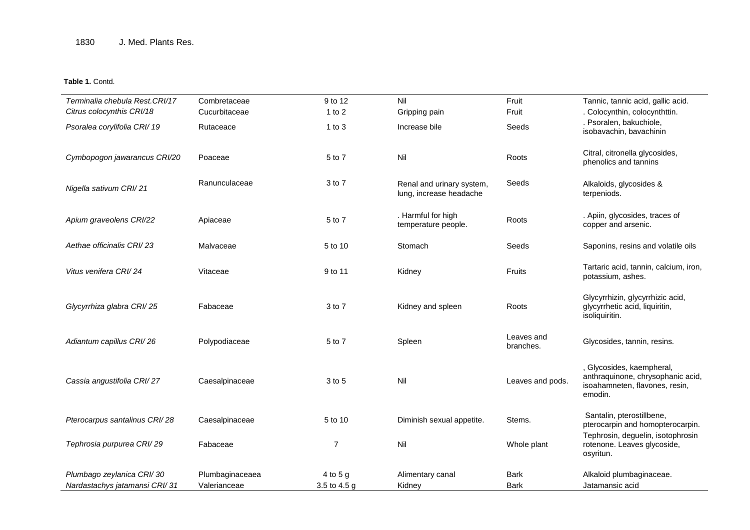**Table 1.** Contd.

| | | | | | |
|---|---|---|---|---|---|
| *Terminalia chebula Rest.CRI/17* | Combretaceae | 9 to 12 | Nil | Fruit | Tannic, tannic acid, gallic acid. |
| *Citrus colocynthis CRI/18* | Cucurbitaceae | 1 to 2 | Gripping pain | Fruit | . Colocynthin, colocynthttin. |
| *Psoralea corylifolia CRI/ 19* | Rutaceace | 1 to 3 | Increase bile | Seeds | . Psoralen, bakuchiole, isobavachin, bavachinin |
| *Cymbopogon jawarancus CRI/20* | Poaceae | 5 to 7 | Nil | Roots | Citral, citronella glycosides, phenolics and tannins |
| *Nigella sativum CRI/ 21* | Ranunculaceae | 3 to 7 | Renal and urinary system, lung, increase headache | Seeds | Alkaloids, glycosides & terpeniods. |
| *Apium graveolens CRI/22* | Apiaceae | 5 to 7 | . Harmful for high temperature people. | Roots | . Apiin, glycosides, traces of copper and arsenic. |
| *Aethae officinalis CRI/ 23* | Malvaceae | 5 to 10 | Stomach | Seeds | Saponins, resins and volatile oils |
| *Vitus venifera CRI/ 24* | Vitaceae | 9 to 11 | Kidney | Fruits | Tartaric acid, tannin, calcium, iron, potassium, ashes. |
| *Glycyrrhiza glabra CRI/ 25* | Fabaceae | 3 to 7 | Kidney and spleen | Roots | Glycyrrhizin, glycyrrhizic acid, glycyrrhetic acid, liquiritin, isoliquiritin. |
| *Adiantum capillus CRI/ 26* | Polypodiaceae | 5 to 7 | Spleen | Leaves and branches. | Glycosides, tannin, resins. |
| *Cassia angustifolia CRI/ 27* | Caesalpinaceae | 3 to 5 | Nil | Leaves and pods. | , Glycosides, kaempheral, anthraquinone, chrysophanic acid, isoahamneten, flavones, resin, emodin. |
| *Pterocarpus santalinus CRI/ 28* | Caesalpinaceae | 5 to 10 | Diminish sexual appetite. | Stems. | Santalin, pterostillbene, pterocarpin and homopterocarpin. |
| *Tephrosia purpurea CRI/ 29* | Fabaceae | 7 | Nil | Whole plant | Tephrosin, deguelin, isotophrosin rotenone. Leaves glycoside, osyritun. |
| *Plumbago zeylanica CRI/ 30* | Plumbaginaceaea | 4 to 5 g | Alimentary canal | Bark | Alkaloid plumbaginaceae. |
| *Nardastachys jatamansi CRI/ 31* | Valerianceae | 3.5 to 4.5 g | Kidney | Bark | Jatamansic acid |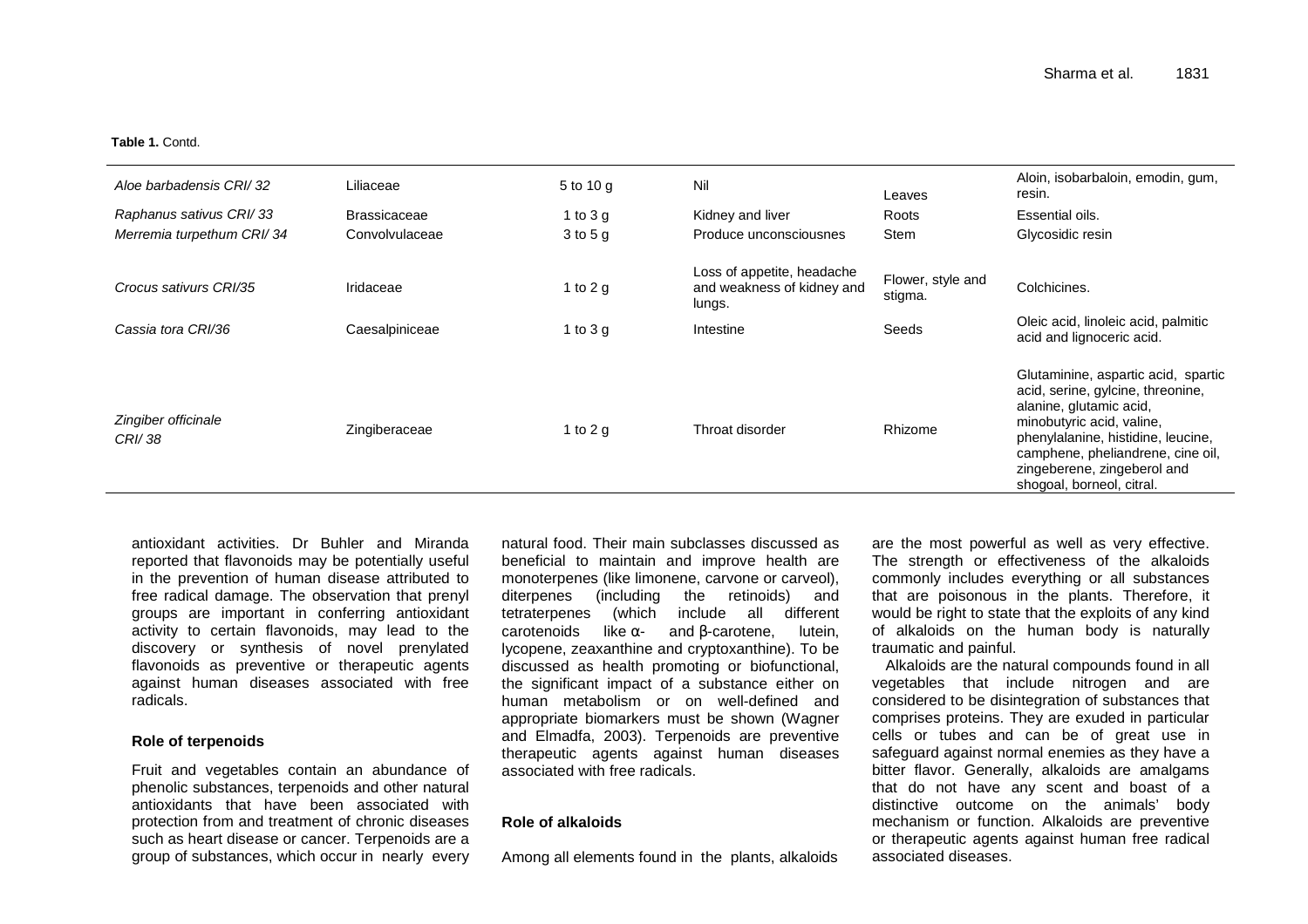**Table 1.** Contd.

| | | | | | |
|---|---|---|---|---|---|
| *Aloe barbadensis CRI/ 32* | Liliaceae | 5 to 10 g | Nil | Leaves | Aloin, isobarbaloin, emodin, gum, resin. |
| *Raphanus sativus CRI/ 33* | Brassicaceae | 1 to 3 g | Kidney and liver | Roots | Essential oils. |
| *Merremia turpethum CRI/ 34* | Convolvulaceae | 3 to 5 g | Produce unconsciousnes | Stem | Glycosidic resin |
| *Crocus sativurs CRI/35* | Iridaceae | 1 to 2 g | Loss of appetite, headache and weakness of kidney and lungs. | Flower, style and stigma. | Colchicines. |
| *Cassia tora CRI/36* | Caesalpiniceae | 1 to 3 g | Intestine | Seeds | Oleic acid, linoleic acid, palmitic acid and lignoceric acid. |
| *Zingiber officinale CRI/ 38* | Zingiberaceae | 1 to 2 g | Throat disorder | Rhizome | Glutaminine, aspartic acid, spartic acid, serine, gylcine, threonine, alanine, glutamic acid, minobutyric acid, valine, phenylalanine, histidine, leucine, camphene, pheliandrene, cine oil, zingeberene, zingeberol and shogoal, borneol, citral. |

antioxidant activities. Dr Buhler and Miranda reported that flavonoids may be potentially useful in the prevention of human disease attributed to free radical damage. The observation that prenyl groups are important in conferring antioxidant activity to certain flavonoids, may lead to the discovery or synthesis of novel prenylated flavonoids as preventive or therapeutic agents against human diseases associated with free radicals.

### Role of terpenoids

Fruit and vegetables contain an abundance of phenolic substances, terpenoids and other natural antioxidants that have been associated with protection from and treatment of chronic diseases such as heart disease or cancer. Terpenoids are a group of substances, which occur in nearly every natural food. Their main subclasses discussed as beneficial to maintain and improve health are monoterpenes (like limonene, carvone or carveol), diterpenes (including the retinoids) and tetraterpenes (which include all different carotenoids like α- and β-carotene, lutein, lycopene, zeaxanthine and cryptoxanthine). To be discussed as health promoting or biofunctional, the significant impact of a substance either on human metabolism or on well-defined and appropriate biomarkers must be shown (Wagner and Elmadfa, 2003). Terpenoids are preventive therapeutic agents against human diseases associated with free radicals.

### Role of alkaloids

Among all elements found in the plants, alkaloids are the most powerful as well as very effective. The strength or effectiveness of the alkaloids commonly includes everything or all substances that are poisonous in the plants. Therefore, it would be right to state that the exploits of any kind of alkaloids on the human body is naturally traumatic and painful.

Alkaloids are the natural compounds found in all vegetables that include nitrogen and are considered to be disintegration of substances that comprises proteins. They are exuded in particular cells or tubes and can be of great use in safeguard against normal enemies as they have a bitter flavor. Generally, alkaloids are amalgams that do not have any scent and boast of a distinctive outcome on the animals' body mechanism or function. Alkaloids are preventive or therapeutic agents against human free radical associated diseases.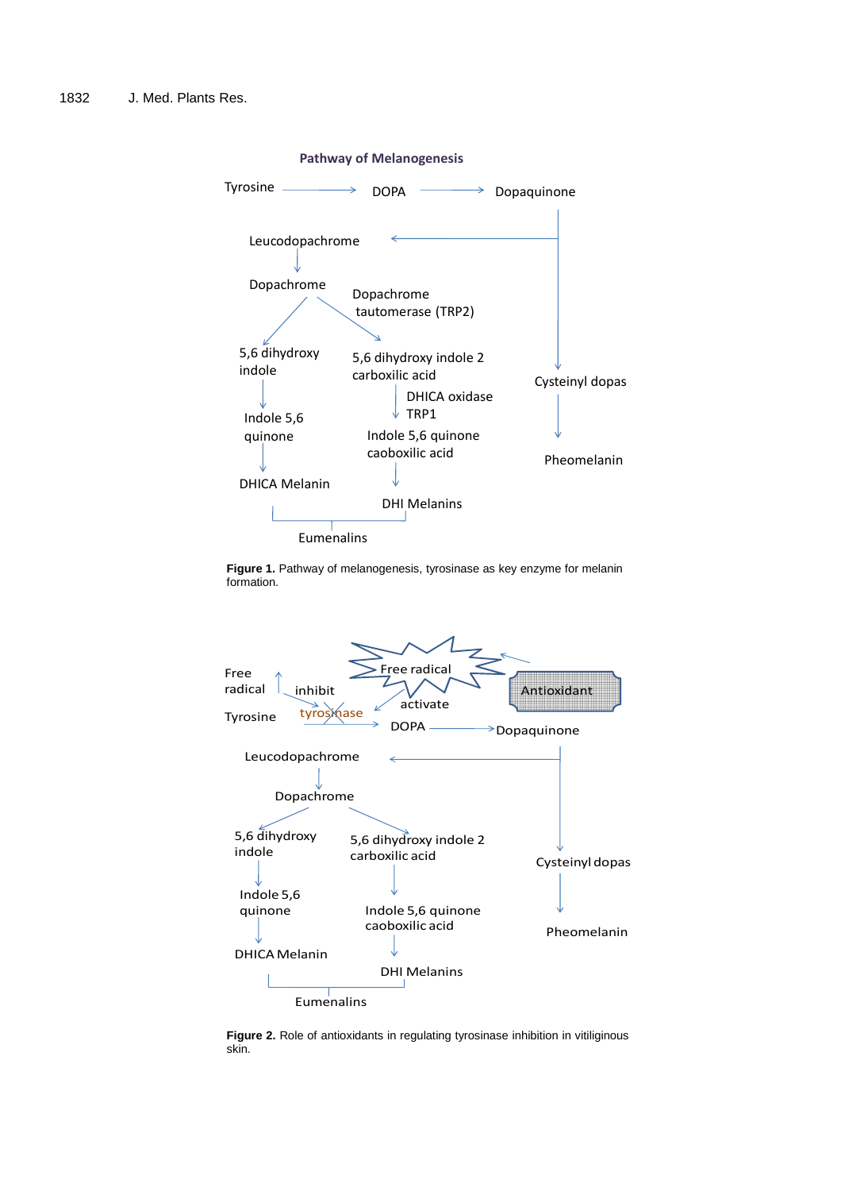**Pathway of Melanogenesis**

Tyrosine → DOPA → Dopaquinone

Leucodopachrome

Dopachrome

Dopachrome tautomerase (TRP2)

5,6 dihydroxy indole

5,6 dihydroxy indole 2 carboxilic acid

DHICA oxidase TRP1

Cysteinyl dopas

Indole 5,6 quinone

Indole 5,6 quinone caoboxilic acid

Pheomelanin

DHICA Melanin

DHI Melanins

Eumenalins

**Figure 1.** Pathway of melanogenesis, tyrosinase as key enzyme for melanin formation.

Free radical

Free radical

Antioxidant

inhibit

activate

Tyrosine

tyrosinase

DOPA → Dopaquinone

Leucodopachrome

Dopachrome

5,6 dihydroxy indole

5,6 dihydroxy indole 2 carboxilic acid

Cysteinyl dopas

Indole 5,6 quinone

Indole 5,6 quinone caoboxilic acid

Pheomelanin

DHICA Melanin

DHI Melanins

Eumenalins

**Figure 2.** Role of antioxidants in regulating tyrosinase inhibition in vitiliginous skin.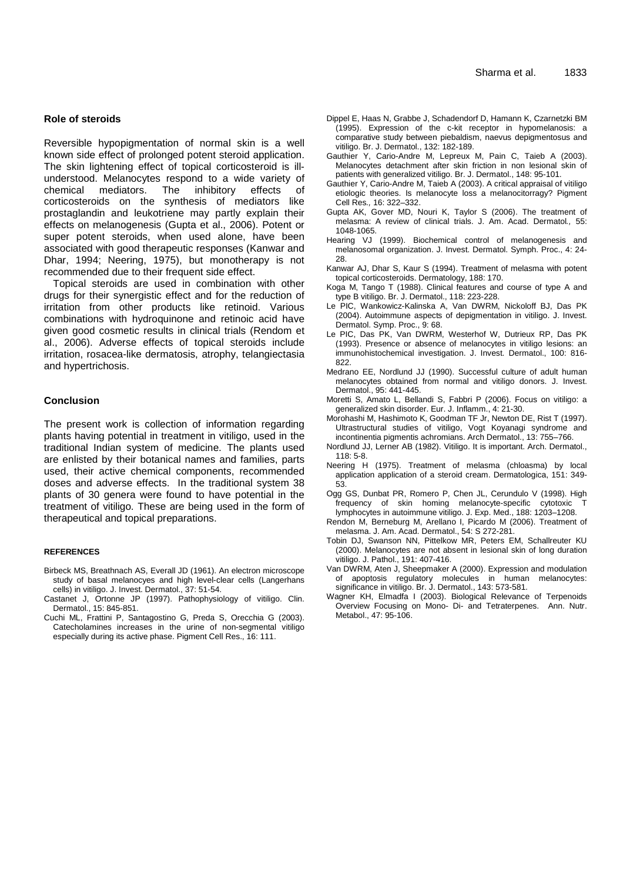## Role of steroids

Reversible hypopigmentation of normal skin is a well known side effect of prolonged potent steroid application. The skin lightening effect of topical corticosteroid is ill-understood. Melanocytes respond to a wide variety of chemical mediators. The inhibitory effects of corticosteroids on the synthesis of mediators like prostaglandin and leukotriene may partly explain their effects on melanogenesis (Gupta et al., 2006). Potent or super potent steroids, when used alone, have been associated with good therapeutic responses (Kanwar and Dhar, 1994; Neering, 1975), but monotherapy is not recommended due to their frequent side effect.

Topical steroids are used in combination with other drugs for their synergistic effect and for the reduction of irritation from other products like retinoid. Various combinations with hydroquinone and retinoic acid have given good cosmetic results in clinical trials (Rendom et al., 2006). Adverse effects of topical steroids include irritation, rosacea-like dermatosis, atrophy, telangiectasia and hypertrichosis.

## Conclusion

The present work is collection of information regarding plants having potential in treatment in vitiligo, used in the traditional Indian system of medicine. The plants used are enlisted by their botanical names and families, parts used, their active chemical components, recommended doses and adverse effects. In the traditional system 38 plants of 30 genera were found to have potential in the treatment of vitiligo. These are being used in the form of therapeutical and topical preparations.

## REFERENCES

Birbeck MS, Breathnach AS, Everall JD (1961). An electron microscope study of basal melanocyes and high level-clear cells (Langerhans cells) in vitiligo. J. Invest. Dermatol., 37: 51-54.

Castanet J, Ortonne JP (1997). Pathophysiology of vitiligo. Clin. Dermatol., 15: 845-851.

Cuchi ML, Frattini P, Santagostino G, Preda S, Orecchia G (2003). Catecholamines increases in the urine of non-segmental vitiligo especially during its active phase. Pigment Cell Res., 16: 111.

Dippel E, Haas N, Grabbe J, Schadendorf D, Hamann K, Czarnetzki BM (1995). Expression of the c-kit receptor in hypomelanosis: a comparative study between piebaldism, naevus depigmentosus and vitiligo. Br. J. Dermatol., 132: 182-189.

Gauthier Y, Cario-Andre M, Lepreux M, Pain C, Taieb A (2003). Melanocytes detachment after skin friction in non lesional skin of patients with generalized vitiligo. Br. J. Dermatol., 148: 95-101.

Gauthier Y, Cario-Andre M, Taieb A (2003). A critical appraisal of vitiligo etiologic theories. Is melanocyte loss a melanocitorragy? Pigment Cell Res., 16: 322–332.

Gupta AK, Gover MD, Nouri K, Taylor S (2006). The treatment of melasma: A review of clinical trials. J. Am. Acad. Dermatol., 55: 1048-1065.

Hearing VJ (1999). Biochemical control of melanogenesis and melanosomal organization. J. Invest. Dermatol. Symph. Proc., 4: 24-28.

Kanwar AJ, Dhar S, Kaur S (1994). Treatment of melasma with potent topical corticosteroids. Dermatology, 188: 170.

Koga M, Tango T (1988). Clinical features and course of type A and type B vitiligo. Br. J. Dermatol., 118: 223-228.

Le PIC, Wankowicz-Kalinska A, Van DWRM, Nickoloff BJ, Das PK (2004). Autoimmune aspects of depigmentation in vitiligo. J. Invest. Dermatol. Symp. Proc., 9: 68.

Le PIC, Das PK, Van DWRM, Westerhof W, Dutrieux RP, Das PK (1993). Presence or absence of melanocytes in vitiligo lesions: an immunohistochemical investigation. J. Invest. Dermatol., 100: 816-822.

Medrano EE, Nordlund JJ (1990). Successful culture of adult human melanocytes obtained from normal and vitiligo donors. J. Invest. Dermatol., 95: 441-445.

Moretti S, Amato L, Bellandi S, Fabbri P (2006). Focus on vitiligo: a generalized skin disorder. Eur. J. Inflamm., 4: 21-30.

Morohashi M, Hashimoto K, Goodman TF Jr, Newton DE, Rist T (1997). Ultrastructural studies of vitiligo, Vogt Koyanagi syndrome and incontinentia pigmentis achromians. Arch Dermatol., 13: 755–766.

Nordlund JJ, Lerner AB (1982). Vitiligo. It is important. Arch. Dermatol., 118: 5-8.

Neering H (1975). Treatment of melasma (chloasma) by local application application of a steroid cream. Dermatologica, 151: 349-53.

Ogg GS, Dunbat PR, Romero P, Chen JL, Cerundulo V (1998). High frequency of skin homing melanocyte-specific cytotoxic T lymphocytes in autoimmune vitiligo. J. Exp. Med., 188: 1203–1208.

Rendon M, Berneburg M, Arellano I, Picardo M (2006). Treatment of melasma. J. Am. Acad. Dermatol., 54: S 272-281.

Tobin DJ, Swanson NN, Pittelkow MR, Peters EM, Schallreuter KU (2000). Melanocytes are not absent in lesional skin of long duration vitiligo. J. Pathol., 191: 407-416.

Van DWRM, Aten J, Sheepmaker A (2000). Expression and modulation of apoptosis regulatory molecules in human melanocytes: significance in vitiligo. Br. J. Dermatol., 143: 573-581.

Wagner KH, Elmadfa I (2003). Biological Relevance of Terpenoids Overview Focusing on Mono- Di- and Tetraterpenes. Ann. Nutr. Metabol., 47: 95-106.